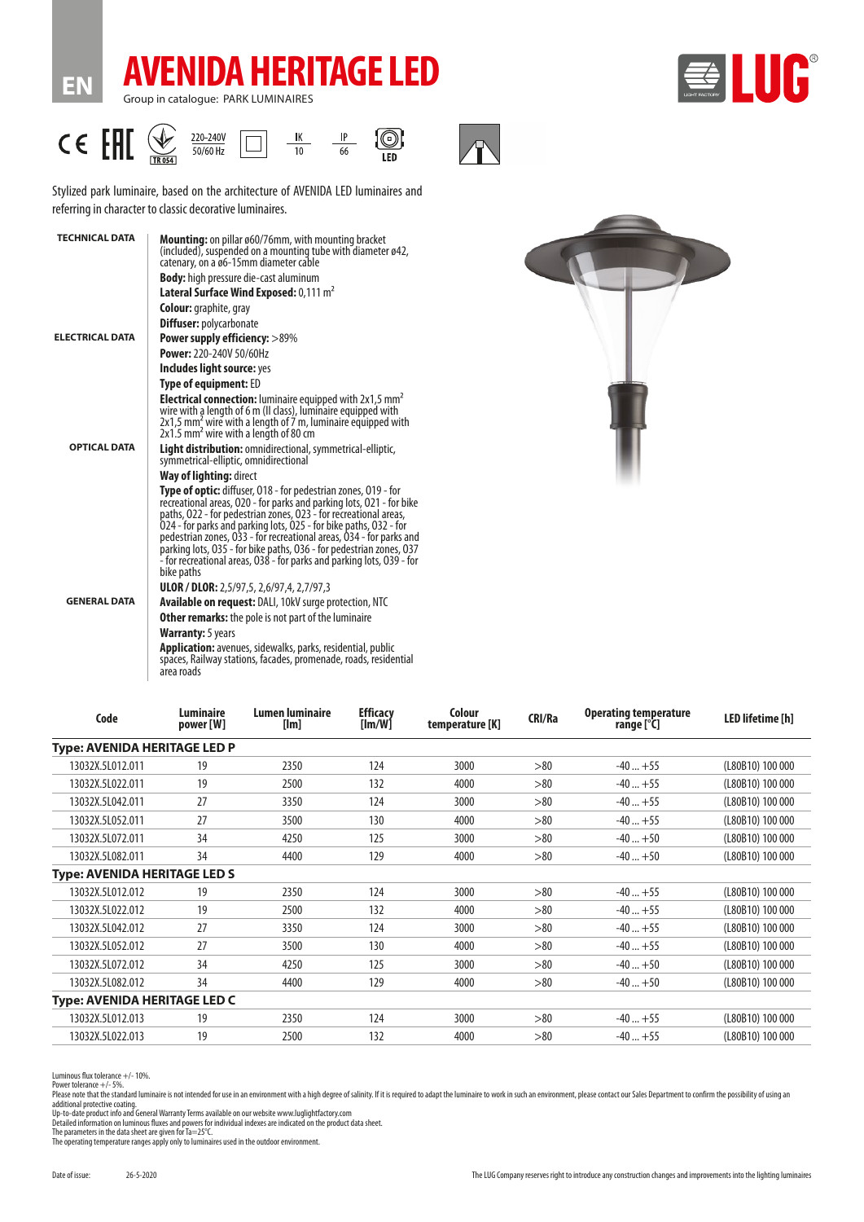EN

# AVENIDA HERITAGE LED

Group in catalogue: PARK LUMINAIRES

220-240V 50/60 Hz | IK 10 | IP 66 | LED

Stylized park luminaire, based on the architecture of AVENIDA LED luminaires and referring in character to classic decorative luminaires.

**TECHNICAL DATA**

**Mounting:** on pillar ø60/76mm, with mounting bracket (included), suspended on a mounting tube with diameter ø42, catenary, on a ø6-15mm diameter cable

**Body:** high pressure die-cast aluminum

**Lateral Surface Wind Exposed:** 0,111 $m^2$

**Colour:** graphite, gray

**Diffuser:** polycarbonate

**ELECTRICAL DATA**

**Power supply efficiency:** >89%

**Power:** 220-240V 50/60Hz

**Includes light source:** yes

**Type of equipment:** ED

**Electrical connection:** luminaire equipped with 2x1,5 $mm^2$ wire with a length of 6 m (II class), luminaire equipped with 2x1,5 $mm^2$ wire with a length of 7 m, luminaire equipped with 2x1.5 $mm^2$ wire with a length of 80 cm

**OPTICAL DATA**

**Light distribution:** omnidirectional, symmetrical-elliptic, symmetrical-elliptic, omnidirectional

**Way of lighting:** direct

**Type of optic:** diffuser, 018 - for pedestrian zones, 019 - for recreational areas, 020 - for parks and parking lots, 021 - for bike paths, 022 - for pedestrian zones, 023 - for recreational areas, 024 - for parks and parking lots, 025 - for bike paths, 032 - for pedestrian zones, 033 - for recreational areas, 034 - for parks and parking lots, 035 - for bike paths, 036 - for pedestrian zones, 037 - for recreational areas, 038 - for parks and parking lots, 039 - for bike paths

**ULOR / DLOR:** 2,5/97,5, 2,6/97,4, 2,7/97,3

**GENERAL DATA**

**Available on request:** DALI, 10kV surge protection, NTC

**Other remarks:** the pole is not part of the luminaire

**Warranty:** 5 years

**Application:** avenues, sidewalks, parks, residential, public spaces, Railway stations, facades, promenade, roads, residential area roads

| Code | Luminaire power [W] | Lumen luminaire [lm] | Efficacy [lm/W] | Colour temperature [K] | CRI/Ra | Operating temperature range [°C] | LED lifetime [h] |
|---|---|---|---|---|---|---|---|
| **Type: AVENIDA HERITAGE LED P** | | | | | | | |
| 13032X.5L012.011 | 19 | 2350 | 124 | 3000 | >80 | -40 ... +55 | (L80B10) 100 000 |
| 13032X.5L022.011 | 19 | 2500 | 132 | 4000 | >80 | -40 ... +55 | (L80B10) 100 000 |
| 13032X.5L042.011 | 27 | 3350 | 124 | 3000 | >80 | -40 ... +55 | (L80B10) 100 000 |
| 13032X.5L052.011 | 27 | 3500 | 130 | 4000 | >80 | -40 ... +55 | (L80B10) 100 000 |
| 13032X.5L072.011 | 34 | 4250 | 125 | 3000 | >80 | -40 ... +50 | (L80B10) 100 000 |
| 13032X.5L082.011 | 34 | 4400 | 129 | 4000 | >80 | -40 ... +50 | (L80B10) 100 000 |
| **Type: AVENIDA HERITAGE LED S** | | | | | | | |
| 13032X.5L012.012 | 19 | 2350 | 124 | 3000 | >80 | -40 ... +55 | (L80B10) 100 000 |
| 13032X.5L022.012 | 19 | 2500 | 132 | 4000 | >80 | -40 ... +55 | (L80B10) 100 000 |
| 13032X.5L042.012 | 27 | 3350 | 124 | 3000 | >80 | -40 ... +55 | (L80B10) 100 000 |
| 13032X.5L052.012 | 27 | 3500 | 130 | 4000 | >80 | -40 ... +55 | (L80B10) 100 000 |
| 13032X.5L072.012 | 34 | 4250 | 125 | 3000 | >80 | -40 ... +50 | (L80B10) 100 000 |
| 13032X.5L082.012 | 34 | 4400 | 129 | 4000 | >80 | -40 ... +50 | (L80B10) 100 000 |
| **Type: AVENIDA HERITAGE LED C** | | | | | | | |
| 13032X.5L012.013 | 19 | 2350 | 124 | 3000 | >80 | -40 ... +55 | (L80B10) 100 000 |
| 13032X.5L022.013 | 19 | 2500 | 132 | 4000 | >80 | -40 ... +55 | (L80B10) 100 000 |

Luminous flux tolerance +/- 10%.
Power tolerance +/- 5%.
Please note that the standard luminaire is not intended for use in an environment with a high degree of salinity. If it is required to adapt the luminaire to work in such an environment, please contact our Sales Department to confirm the possibility of using an additional protective coating.
Up-to-date product info and General Warranty Terms available on our website www.luglightfactory.com
Detailed information on luminous fluxes and powers for individual indexes are indicated on the product data sheet.
The parameters in the data sheet are given for Ta=25°C.
The operating temperature ranges apply only to luminaires used in the outdoor environment.

Date of issue: 26-5-2020

The LUG Company reserves right to introduce any construction changes and improvements into the lighting luminaires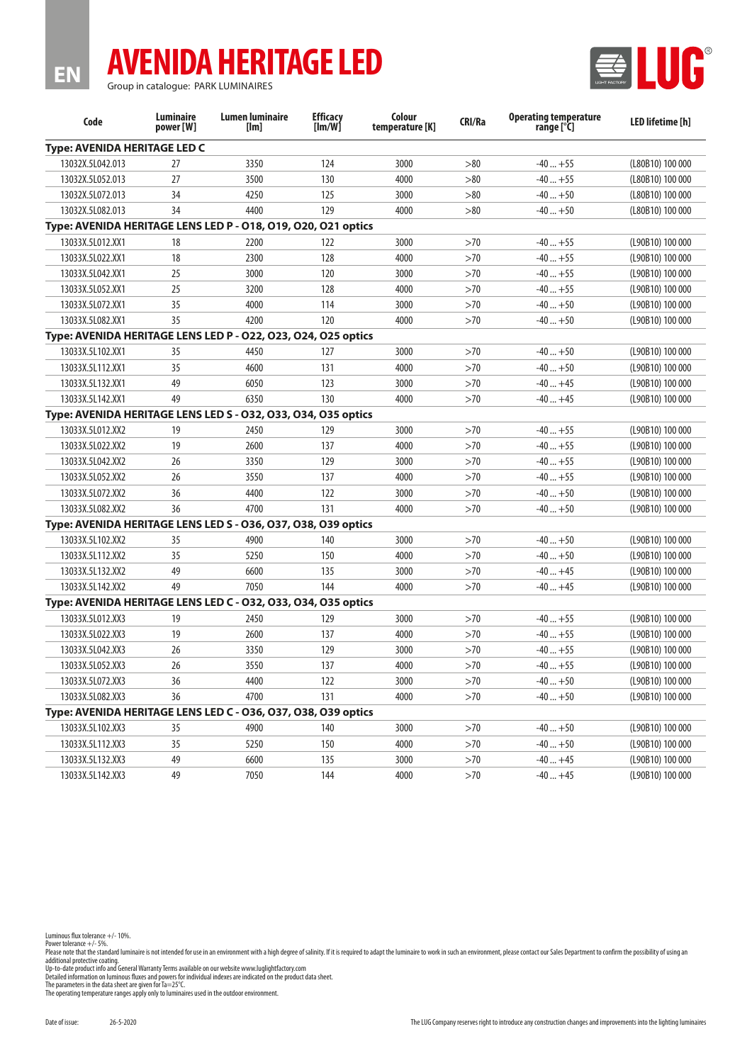EN

# AVENIDA HERITAGE LED

Group in catalogue: PARK LUMINAIRES

LUG

| Code | Luminaire power [W] | Lumen luminaire [lm] | Efficacy [lm/W] | Colour temperature [K] | CRI/Ra | Operating temperature range [°C] | LED lifetime [h] |
|---|---|---|---|---|---|---|---|
| **Type: AVENIDA HERITAGE LED C** | | | | | | | |
| 13032X.5L042.013 | 27 | 3350 | 124 | 3000 | >80 | -40 ... +55 | (L80B10) 100 000 |
| 13032X.5L052.013 | 27 | 3500 | 130 | 4000 | >80 | -40 ... +55 | (L80B10) 100 000 |
| 13032X.5L072.013 | 34 | 4250 | 125 | 3000 | >80 | -40 ... +50 | (L80B10) 100 000 |
| 13032X.5L082.013 | 34 | 4400 | 129 | 4000 | >80 | -40 ... +50 | (L80B10) 100 000 |
| **Type: AVENIDA HERITAGE LENS LED P - O18, O19, O20, O21 optics** | | | | | | | |
| 13033X.5L012.XX1 | 18 | 2200 | 122 | 3000 | >70 | -40 ... +55 | (L90B10) 100 000 |
| 13033X.5L022.XX1 | 18 | 2300 | 128 | 4000 | >70 | -40 ... +55 | (L90B10) 100 000 |
| 13033X.5L042.XX1 | 25 | 3000 | 120 | 3000 | >70 | -40 ... +55 | (L90B10) 100 000 |
| 13033X.5L052.XX1 | 25 | 3200 | 128 | 4000 | >70 | -40 ... +55 | (L90B10) 100 000 |
| 13033X.5L072.XX1 | 35 | 4000 | 114 | 3000 | >70 | -40 ... +50 | (L90B10) 100 000 |
| 13033X.5L082.XX1 | 35 | 4200 | 120 | 4000 | >70 | -40 ... +50 | (L90B10) 100 000 |
| **Type: AVENIDA HERITAGE LENS LED P - O22, O23, O24, O25 optics** | | | | | | | |
| 13033X.5L102.XX1 | 35 | 4450 | 127 | 3000 | >70 | -40 ... +50 | (L90B10) 100 000 |
| 13033X.5L112.XX1 | 35 | 4600 | 131 | 4000 | >70 | -40 ... +50 | (L90B10) 100 000 |
| 13033X.5L132.XX1 | 49 | 6050 | 123 | 3000 | >70 | -40 ... +45 | (L90B10) 100 000 |
| 13033X.5L142.XX1 | 49 | 6350 | 130 | 4000 | >70 | -40 ... +45 | (L90B10) 100 000 |
| **Type: AVENIDA HERITAGE LENS LED S - O32, O33, O34, O35 optics** | | | | | | | |
| 13033X.5L012.XX2 | 19 | 2450 | 129 | 3000 | >70 | -40 ... +55 | (L90B10) 100 000 |
| 13033X.5L022.XX2 | 19 | 2600 | 137 | 4000 | >70 | -40 ... +55 | (L90B10) 100 000 |
| 13033X.5L042.XX2 | 26 | 3350 | 129 | 3000 | >70 | -40 ... +55 | (L90B10) 100 000 |
| 13033X.5L052.XX2 | 26 | 3550 | 137 | 4000 | >70 | -40 ... +55 | (L90B10) 100 000 |
| 13033X.5L072.XX2 | 36 | 4400 | 122 | 3000 | >70 | -40 ... +50 | (L90B10) 100 000 |
| 13033X.5L082.XX2 | 36 | 4700 | 131 | 4000 | >70 | -40 ... +50 | (L90B10) 100 000 |
| **Type: AVENIDA HERITAGE LENS LED S - O36, O37, O38, O39 optics** | | | | | | | |
| 13033X.5L102.XX2 | 35 | 4900 | 140 | 3000 | >70 | -40 ... +50 | (L90B10) 100 000 |
| 13033X.5L112.XX2 | 35 | 5250 | 150 | 4000 | >70 | -40 ... +50 | (L90B10) 100 000 |
| 13033X.5L132.XX2 | 49 | 6600 | 135 | 3000 | >70 | -40 ... +45 | (L90B10) 100 000 |
| 13033X.5L142.XX2 | 49 | 7050 | 144 | 4000 | >70 | -40 ... +45 | (L90B10) 100 000 |
| **Type: AVENIDA HERITAGE LENS LED C - O32, O33, O34, O35 optics** | | | | | | | |
| 13033X.5L012.XX3 | 19 | 2450 | 129 | 3000 | >70 | -40 ... +55 | (L90B10) 100 000 |
| 13033X.5L022.XX3 | 19 | 2600 | 137 | 4000 | >70 | -40 ... +55 | (L90B10) 100 000 |
| 13033X.5L042.XX3 | 26 | 3350 | 129 | 3000 | >70 | -40 ... +55 | (L90B10) 100 000 |
| 13033X.5L052.XX3 | 26 | 3550 | 137 | 4000 | >70 | -40 ... +55 | (L90B10) 100 000 |
| 13033X.5L072.XX3 | 36 | 4400 | 122 | 3000 | >70 | -40 ... +50 | (L90B10) 100 000 |
| 13033X.5L082.XX3 | 36 | 4700 | 131 | 4000 | >70 | -40 ... +50 | (L90B10) 100 000 |
| **Type: AVENIDA HERITAGE LENS LED C - O36, O37, O38, O39 optics** | | | | | | | |
| 13033X.5L102.XX3 | 35 | 4900 | 140 | 3000 | >70 | -40 ... +50 | (L90B10) 100 000 |
| 13033X.5L112.XX3 | 35 | 5250 | 150 | 4000 | >70 | -40 ... +50 | (L90B10) 100 000 |
| 13033X.5L132.XX3 | 49 | 6600 | 135 | 3000 | >70 | -40 ... +45 | (L90B10) 100 000 |
| 13033X.5L142.XX3 | 49 | 7050 | 144 | 4000 | >70 | -40 ... +45 | (L90B10) 100 000 |

Luminous flux tolerance +/- 10%.
Power tolerance +/- 5%.
Please note that the standard luminaire is not intended for use in an environment with a high degree of salinity. If it is required to adapt the luminaire to work in such an environment, please contact our Sales Department to confirm the possibility of using an additional protective coating.
Up-to-date product info and General Warranty Terms available on our website www.luglightfactory.com
Detailed information on luminous fluxes and powers for individual indexes are indicated on the product data sheet.
The parameters in the data sheet are given for Ta=25°C.
The operating temperature ranges apply only to luminaires used in the outdoor environment.

Date of issue: 26-5-2020

The LUG Company reserves right to introduce any construction changes and improvements into the lighting luminaires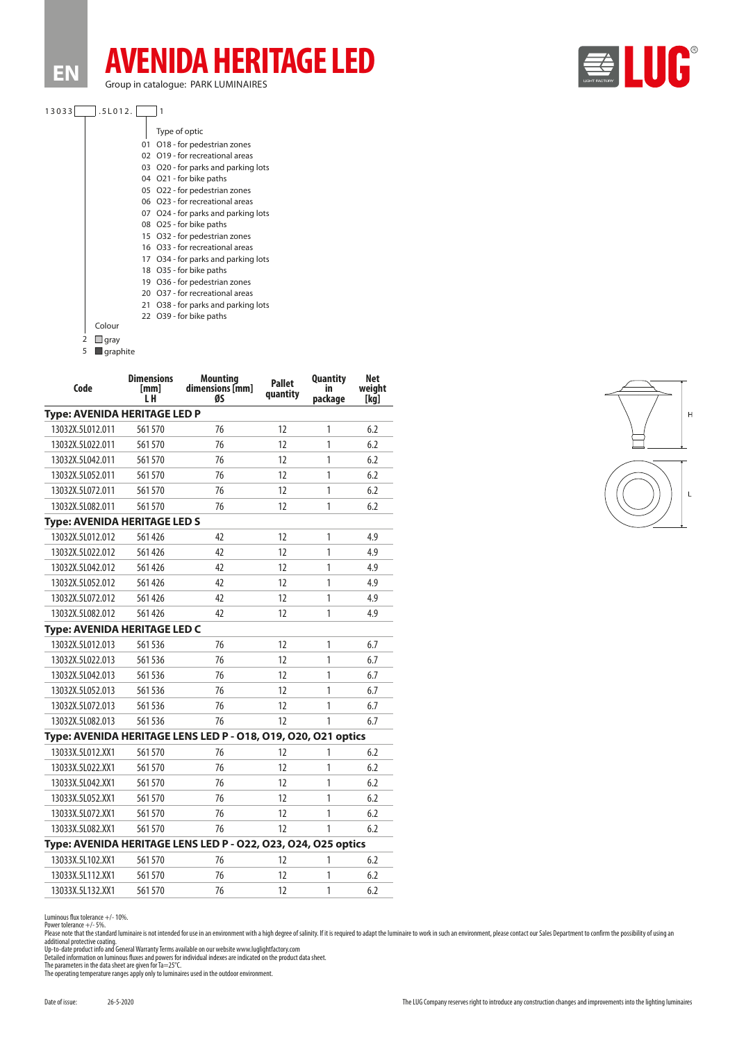EN

# AVENIDA HERITAGE LED

Group in catalogue: PARK LUMINAIRES

13033[ ].5L012.[ ]1

Type of optic

- 01 O18 - for pedestrian zones
- 02 O19 - for recreational areas
- 03 O20 - for parks and parking lots
- 04 O21 - for bike paths
- 05 O22 - for pedestrian zones
- 06 O23 - for recreational areas
- 07 O24 - for parks and parking lots
- 08 O25 - for bike paths
- 15 O32 - for pedestrian zones
- 16 O33 - for recreational areas
- 17 O34 - for parks and parking lots
- 18 O35 - for bike paths
- 19 O36 - for pedestrian zones
- 20 O37 - for recreational areas
- 21 O38 - for parks and parking lots
- 22 O39 - for bike paths

Colour

- 2 gray
- 5 graphite

| Code | Dimensions [mm] L H | Mounting dimensions [mm] ØS | Pallet quantity | Quantity in package | Net weight [kg] |
|---|---|---|---|---|---|
| **Type: AVENIDA HERITAGE LED P** | | | | | |
| 13032X.5L012.011 | 561 570 | 76 | 12 | 1 | 6.2 |
| 13032X.5L022.011 | 561 570 | 76 | 12 | 1 | 6.2 |
| 13032X.5L042.011 | 561 570 | 76 | 12 | 1 | 6.2 |
| 13032X.5L052.011 | 561 570 | 76 | 12 | 1 | 6.2 |
| 13032X.5L072.011 | 561 570 | 76 | 12 | 1 | 6.2 |
| 13032X.5L082.011 | 561 570 | 76 | 12 | 1 | 6.2 |
| **Type: AVENIDA HERITAGE LED S** | | | | | |
| 13032X.5L012.012 | 561 426 | 42 | 12 | 1 | 4.9 |
| 13032X.5L022.012 | 561 426 | 42 | 12 | 1 | 4.9 |
| 13032X.5L042.012 | 561 426 | 42 | 12 | 1 | 4.9 |
| 13032X.5L052.012 | 561 426 | 42 | 12 | 1 | 4.9 |
| 13032X.5L072.012 | 561 426 | 42 | 12 | 1 | 4.9 |
| 13032X.5L082.012 | 561 426 | 42 | 12 | 1 | 4.9 |
| **Type: AVENIDA HERITAGE LED C** | | | | | |
| 13032X.5L012.013 | 561 536 | 76 | 12 | 1 | 6.7 |
| 13032X.5L022.013 | 561 536 | 76 | 12 | 1 | 6.7 |
| 13032X.5L042.013 | 561 536 | 76 | 12 | 1 | 6.7 |
| 13032X.5L052.013 | 561 536 | 76 | 12 | 1 | 6.7 |
| 13032X.5L072.013 | 561 536 | 76 | 12 | 1 | 6.7 |
| 13032X.5L082.013 | 561 536 | 76 | 12 | 1 | 6.7 |
| **Type: AVENIDA HERITAGE LENS LED P - O18, O19, O20, O21 optics** | | | | | |
| 13033X.5L012.XX1 | 561 570 | 76 | 12 | 1 | 6.2 |
| 13033X.5L022.XX1 | 561 570 | 76 | 12 | 1 | 6.2 |
| 13033X.5L042.XX1 | 561 570 | 76 | 12 | 1 | 6.2 |
| 13033X.5L052.XX1 | 561 570 | 76 | 12 | 1 | 6.2 |
| 13033X.5L072.XX1 | 561 570 | 76 | 12 | 1 | 6.2 |
| 13033X.5L082.XX1 | 561 570 | 76 | 12 | 1 | 6.2 |
| **Type: AVENIDA HERITAGE LENS LED P - O22, O23, O24, O25 optics** | | | | | |
| 13033X.5L102.XX1 | 561 570 | 76 | 12 | 1 | 6.2 |
| 13033X.5L112.XX1 | 561 570 | 76 | 12 | 1 | 6.2 |
| 13033X.5L132.XX1 | 561 570 | 76 | 12 | 1 | 6.2 |

H

L

Luminous flux tolerance +/- 10%.
Power tolerance +/- 5%.
Please note that the standard luminaire is not intended for use in an environment with a high degree of salinity. If it is required to adapt the luminaire to work in such an environment, please contact our Sales Department to confirm the possibility of using an additional protective coating.
Up-to-date product info and General Warranty Terms available on our website www.luglightfactory.com
Detailed information on luminous fluxes and powers for individual indexes are indicated on the product data sheet.
The parameters in the data sheet are given for Ta=25°C.
The operating temperature ranges apply only to luminaires used in the outdoor environment.

Date of issue: 26-5-2020

The LUG Company reserves right to introduce any construction changes and improvements into the lighting luminaires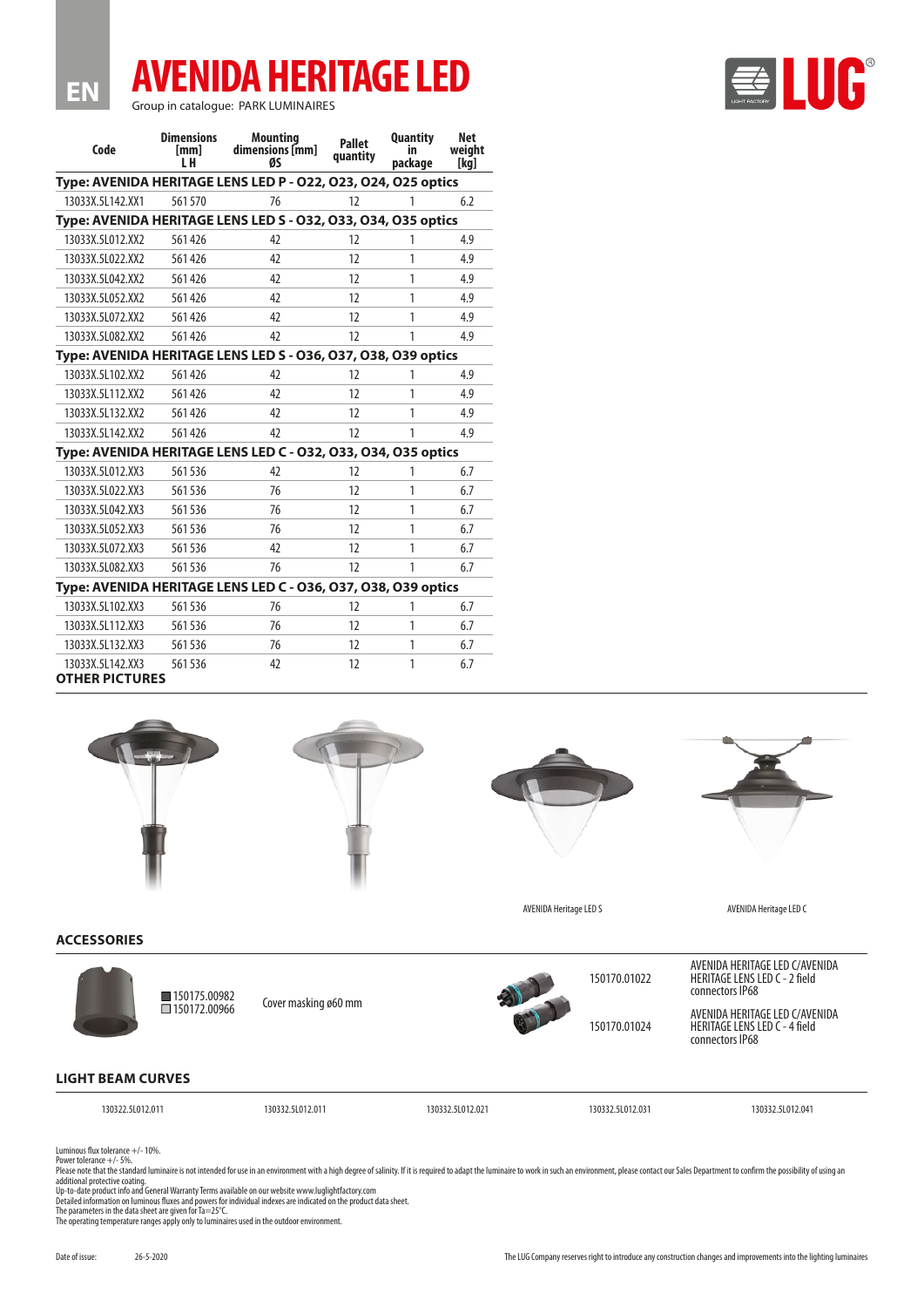EN

# AVENIDA HERITAGE LED

Group in catalogue: PARK LUMINAIRES

| Code | Dimensions [mm] L H | Mounting dimensions [mm] ØS | Pallet quantity | Quantity in package | Net weight [kg] |
|---|---|---|---|---|---|
| **Type: AVENIDA HERITAGE LENS LED P - O22, O23, O24, O25 optics** | | | | | |
| 13033X.5L142.XX1 | 561 570 | 76 | 12 | 1 | 6.2 |
| **Type: AVENIDA HERITAGE LENS LED S - O32, O33, O34, O35 optics** | | | | | |
| 13033X.5L012.XX2 | 561 426 | 42 | 12 | 1 | 4.9 |
| 13033X.5L022.XX2 | 561 426 | 42 | 12 | 1 | 4.9 |
| 13033X.5L042.XX2 | 561 426 | 42 | 12 | 1 | 4.9 |
| 13033X.5L052.XX2 | 561 426 | 42 | 12 | 1 | 4.9 |
| 13033X.5L072.XX2 | 561 426 | 42 | 12 | 1 | 4.9 |
| 13033X.5L082.XX2 | 561 426 | 42 | 12 | 1 | 4.9 |
| **Type: AVENIDA HERITAGE LENS LED S - O36, O37, O38, O39 optics** | | | | | |
| 13033X.5L102.XX2 | 561 426 | 42 | 12 | 1 | 4.9 |
| 13033X.5L112.XX2 | 561 426 | 42 | 12 | 1 | 4.9 |
| 13033X.5L132.XX2 | 561 426 | 42 | 12 | 1 | 4.9 |
| 13033X.5L142.XX2 | 561 426 | 42 | 12 | 1 | 4.9 |
| **Type: AVENIDA HERITAGE LENS LED C - O32, O33, O34, O35 optics** | | | | | |
| 13033X.5L012.XX3 | 561 536 | 42 | 12 | 1 | 6.7 |
| 13033X.5L022.XX3 | 561 536 | 76 | 12 | 1 | 6.7 |
| 13033X.5L042.XX3 | 561 536 | 76 | 12 | 1 | 6.7 |
| 13033X.5L052.XX3 | 561 536 | 76 | 12 | 1 | 6.7 |
| 13033X.5L072.XX3 | 561 536 | 42 | 12 | 1 | 6.7 |
| 13033X.5L082.XX3 | 561 536 | 76 | 12 | 1 | 6.7 |
| **Type: AVENIDA HERITAGE LENS LED C - O36, O37, O38, O39 optics** | | | | | |
| 13033X.5L102.XX3 | 561 536 | 76 | 12 | 1 | 6.7 |
| 13033X.5L112.XX3 | 561 536 | 76 | 12 | 1 | 6.7 |
| 13033X.5L132.XX3 | 561 536 | 76 | 12 | 1 | 6.7 |
| 13033X.5L142.XX3 | 561 536 | 42 | 12 | 1 | 6.7 |

## OTHER PICTURES

AVENIDA Heritage LED S

AVENIDA Heritage LED C

## ACCESSORIES

| Code | Description |
|---|---|
| 150175.00982 / 150172.00966 | Cover masking ø60 mm |
| 150170.01022 | AVENIDA HERITAGE LED C/AVENIDA HERITAGE LENS LED C - 2 field connectors IP68 |
| 150170.01024 | AVENIDA HERITAGE LED C/AVENIDA HERITAGE LENS LED C - 4 field connectors IP68 |

## LIGHT BEAM CURVES

130322.5L012.011 130332.5L012.011 130332.5L012.021 130332.5L012.031 130332.5L012.041

Luminous flux tolerance +/- 10%.
Power tolerance +/- 5%.
Please note that the standard luminaire is not intended for use in an environment with a high degree of salinity. If it is required to adapt the luminaire to work in such an environment, please contact our Sales Department to confirm the possibility of using an additional protective coating.
Up-to-date product info and General Warranty Terms available on our website www.luglightfactory.com
Detailed information on luminous fluxes and powers for individual indexes are indicated on the product data sheet.
The parameters in the data sheet are given for Ta=25°C.
The operating temperature ranges apply only to luminaires used in the outdoor environment.

Date of issue: 26-5-2020

The LUG Company reserves right to introduce any construction changes and improvements into the lighting luminaires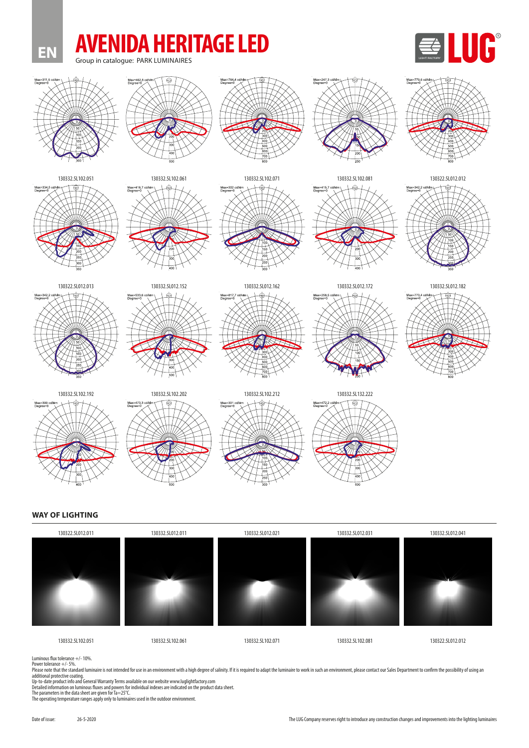EN

# AVENIDA HERITAGE LED

Group in catalogue: PARK LUMINAIRES

Max=311,5 cd/klm Degree=0

130332.5L102.051

Max=462,8 cd/klm Degree=0

130332.5L102.061

Max=764,4 cd/klm Degree=0

130332.5L102.071

Max=247,3 cd/klm Degree=0

130332.5L102.081

Max=779,6 cd/klm Degree=0

130322.5L012.012

Max=334,5 cd/klm Degree=0

130322.5L012.013

Max=418,7 cd/klm Degree=0

130332.5L012.152

Max=302 cd/klm Degree=0

130332.5L012.162

Max=415,7 cd/klm Degree=0

130332.5L012.172

Max=342,2 cd/klm Degree=0

130332.5L012.182

Max=342,2 cd/klm Degree=0

130332.5L102.192

Max=533,6 cd/klm Degree=0

130332.5L102.202

Max=817,7 cd/klm Degree=0

130332.5L102.212

Max=258,5 cd/klm Degree=0

130332.5L132.222

Max=773,4 cd/klm Degree=0

Max=399 cd/klm Degree=0

Max=473,3 cd/klm Degree=0

Max=301 cd/klm Degree=0

Max=472,2 cd/klm Degree=0

## WAY OF LIGHTING

130322.5L012.011 | 130332.5L012.011 | 130332.5L012.021 | 130332.5L012.031 | 130332.5L012.041

130332.5L102.051 | 130332.5L102.061 | 130332.5L102.071 | 130332.5L102.081 | 130322.5L012.012

Luminous flux tolerance +/- 10%.
Power tolerance +/- 5%.
Please note that the standard luminaire is not intended for use in an environment with a high degree of salinity. If it is required to adapt the luminaire to work in such an environment, please contact our Sales Department to confirm the possibility of using an additional protective coating.
Up-to-date product info and General Warranty Terms available on our website www.luglightfactory.com
Detailed information on luminous fluxes and powers for individual indexes are indicated on the product data sheet.
The parameters in the data sheet are given for Ta=25°C.
The operating temperature ranges apply only to luminaires used in the outdoor environment.

Date of issue: 26-5-2020

The LUG Company reserves right to introduce any construction changes and improvements into the lighting luminaires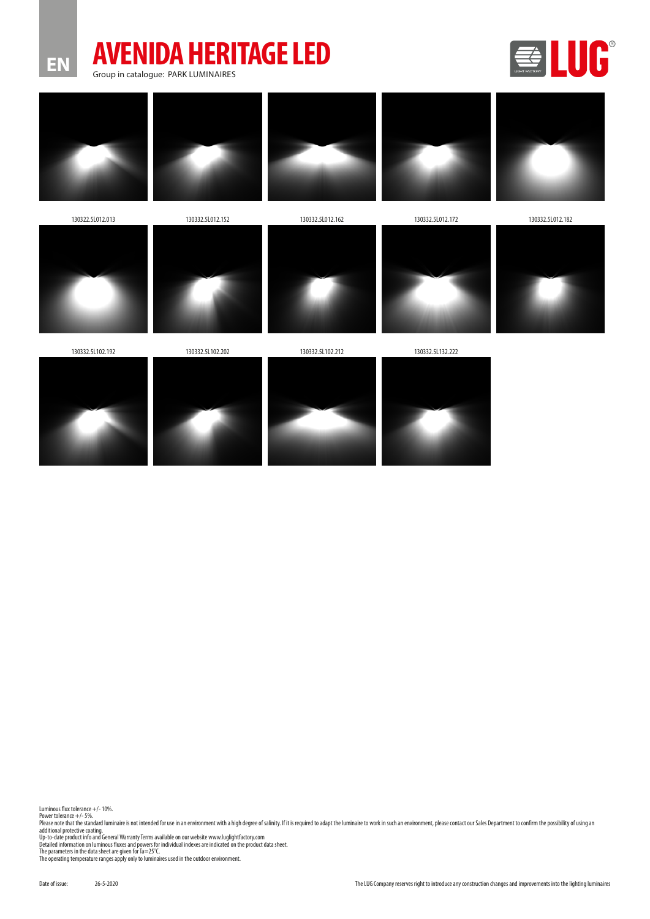EN

# AVENIDA HERITAGE LED

Group in catalogue: PARK LUMINAIRES

130322.5L012.013

130332.5L012.152

130332.5L012.162

130332.5L012.172

130332.5L012.182

130332.5L102.192

130332.5L102.202

130332.5L102.212

130332.5L132.222

Luminous flux tolerance +/- 10%.
Power tolerance +/- 5%.
Please note that the standard luminaire is not intended for use in an environment with a high degree of salinity. If it is required to adapt the luminaire to work in such an environment, please contact our Sales Department to confirm the possibility of using an additional protective coating.
Up-to-date product info and General Warranty Terms available on our website www.luglightfactory.com
Detailed information on luminous fluxes and powers for individual indexes are indicated on the product data sheet.
The parameters in the data sheet are given for Ta=25°C.
The operating temperature ranges apply only to luminaires used in the outdoor environment.

Date of issue: 26-5-2020

The LUG Company reserves right to introduce any construction changes and improvements into the lighting luminaires